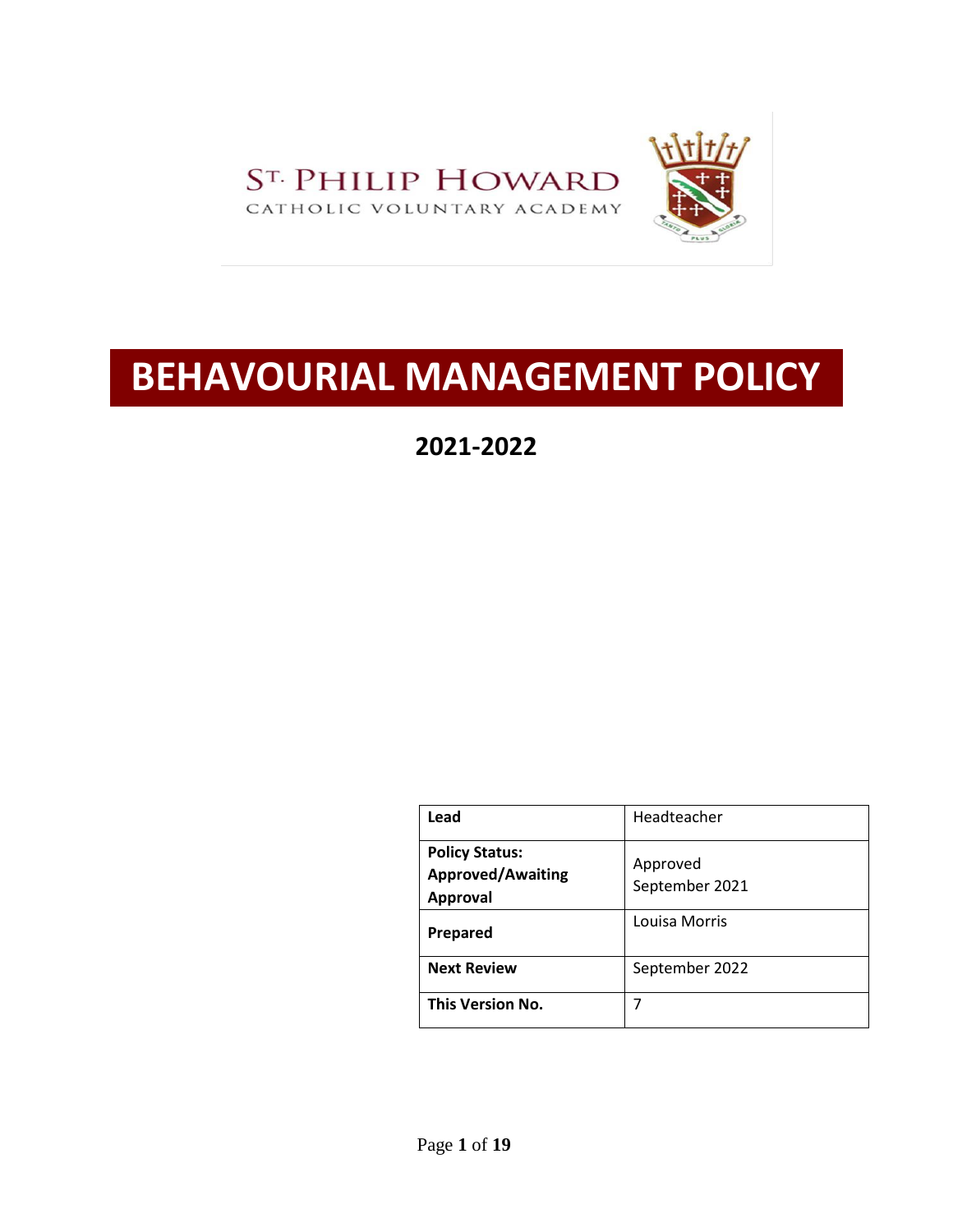ST. PHILIP HOWARD

CATHOLIC VOLUNTARY ACADEMY

# BEHAVOURIAL MANAGEMENT POLICY

## 2021-2022

| Lead | Headteacher |
|---|---|
| **Policy Status: Approved/Awaiting Approval** | Approved September 2021 |
| **Prepared** | Louisa Morris |
| **Next Review** | September 2022 |
| **This Version No.** | 7 |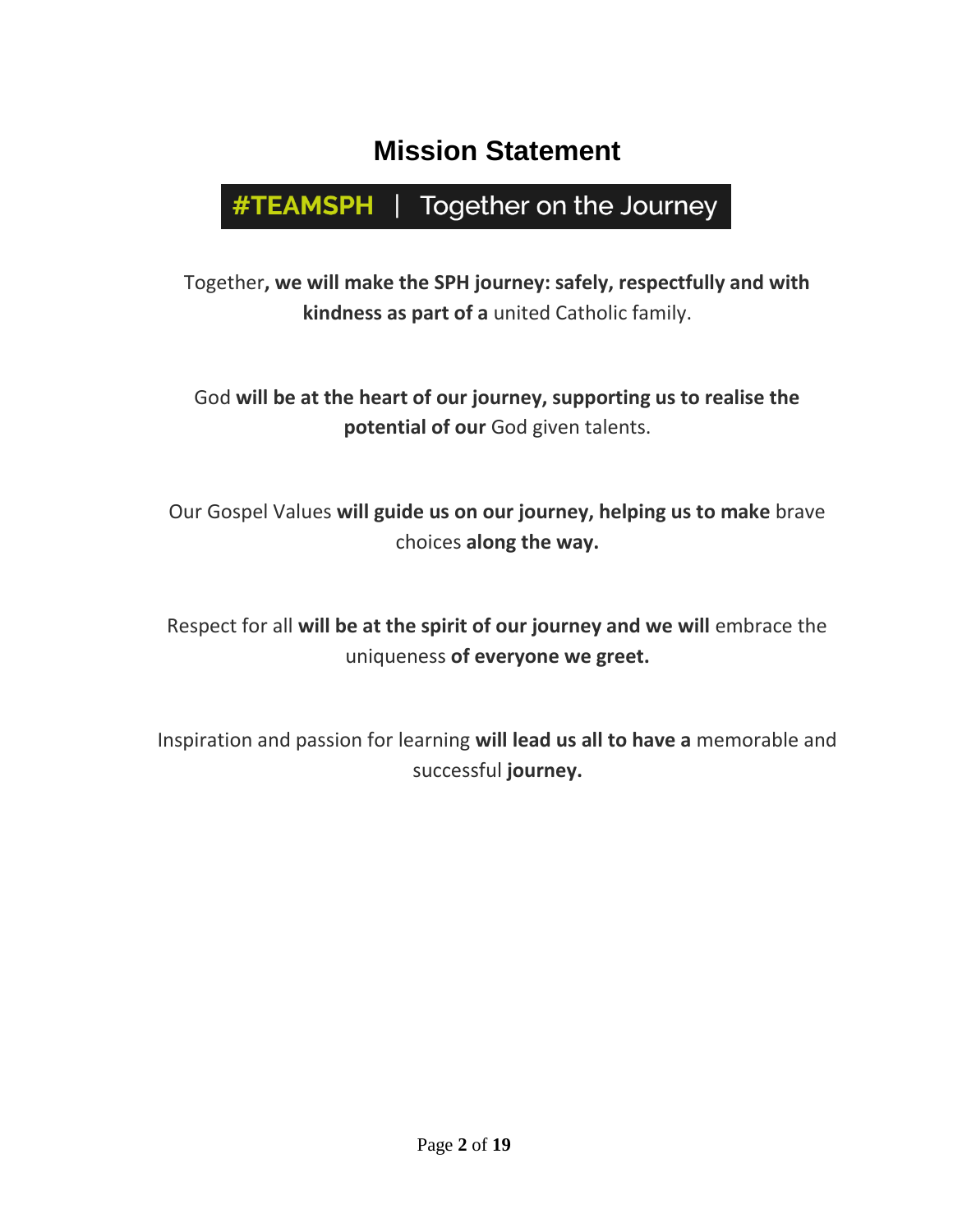# Mission Statement

**#TEAMSPH | Together on the Journey**

Together**, we will make the SPH journey: safely, respectfully and with kindness as part of a** united Catholic family.

God **will be at the heart of our journey, supporting us to realise the potential of our** God given talents.

Our Gospel Values **will guide us on our journey, helping us to make** brave choices **along the way.**

Respect for all **will be at the spirit of our journey and we will** embrace the uniqueness **of everyone we greet.**

Inspiration and passion for learning **will lead us all to have a** memorable and successful **journey.**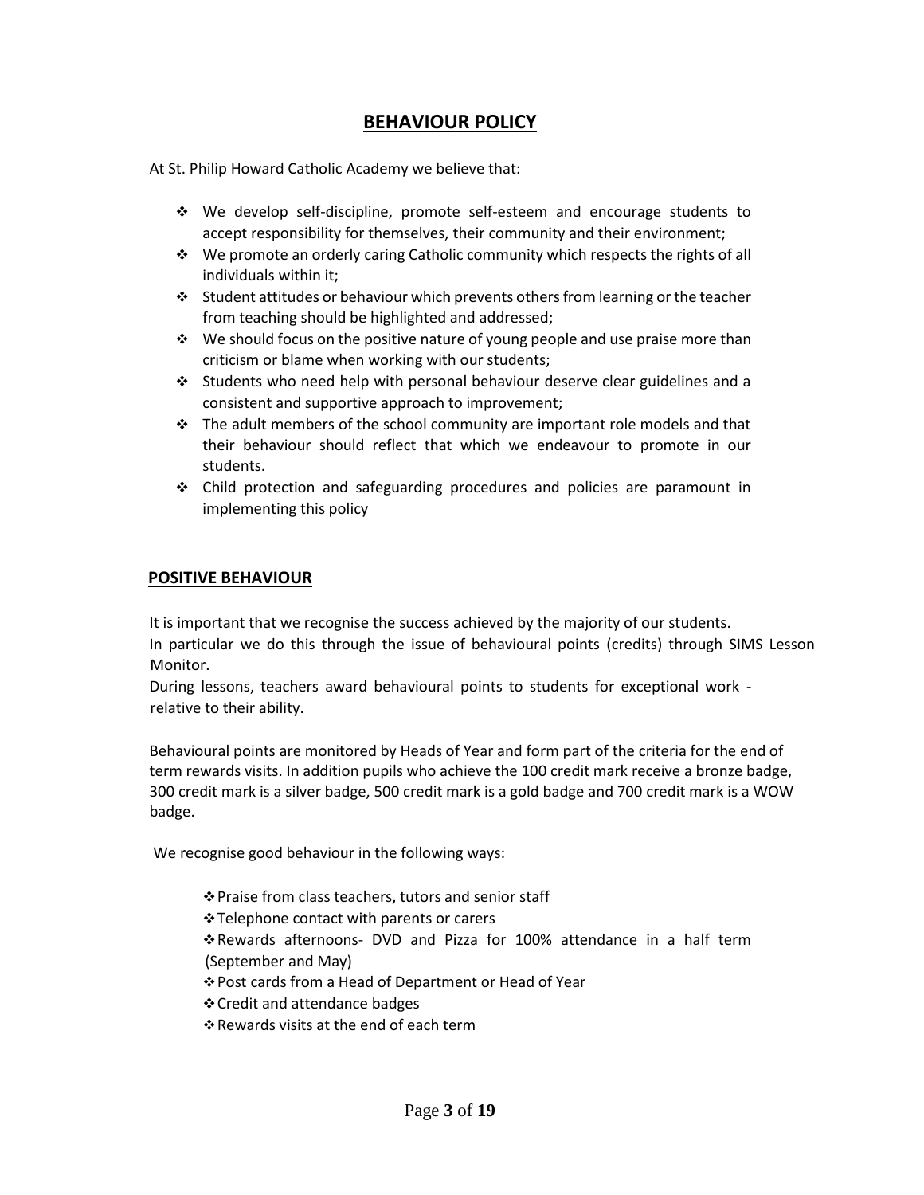# BEHAVIOUR POLICY

At St. Philip Howard Catholic Academy we believe that:

- We develop self-discipline, promote self-esteem and encourage students to accept responsibility for themselves, their community and their environment;
- We promote an orderly caring Catholic community which respects the rights of all individuals within it;
- Student attitudes or behaviour which prevents others from learning or the teacher from teaching should be highlighted and addressed;
- We should focus on the positive nature of young people and use praise more than criticism or blame when working with our students;
- Students who need help with personal behaviour deserve clear guidelines and a consistent and supportive approach to improvement;
- The adult members of the school community are important role models and that their behaviour should reflect that which we endeavour to promote in our students.
- Child protection and safeguarding procedures and policies are paramount in implementing this policy

## POSITIVE BEHAVIOUR

It is important that we recognise the success achieved by the majority of our students.
In particular we do this through the issue of behavioural points (credits) through SIMS Lesson Monitor.
During lessons, teachers award behavioural points to students for exceptional work - relative to their ability.

Behavioural points are monitored by Heads of Year and form part of the criteria for the end of term rewards visits. In addition pupils who achieve the 100 credit mark receive a bronze badge, 300 credit mark is a silver badge, 500 credit mark is a gold badge and 700 credit mark is a WOW badge.

We recognise good behaviour in the following ways:

- Praise from class teachers, tutors and senior staff
- Telephone contact with parents or carers
- Rewards afternoons- DVD and Pizza for 100% attendance in a half term (September and May)
- Post cards from a Head of Department or Head of Year
- Credit and attendance badges
- Rewards visits at the end of each term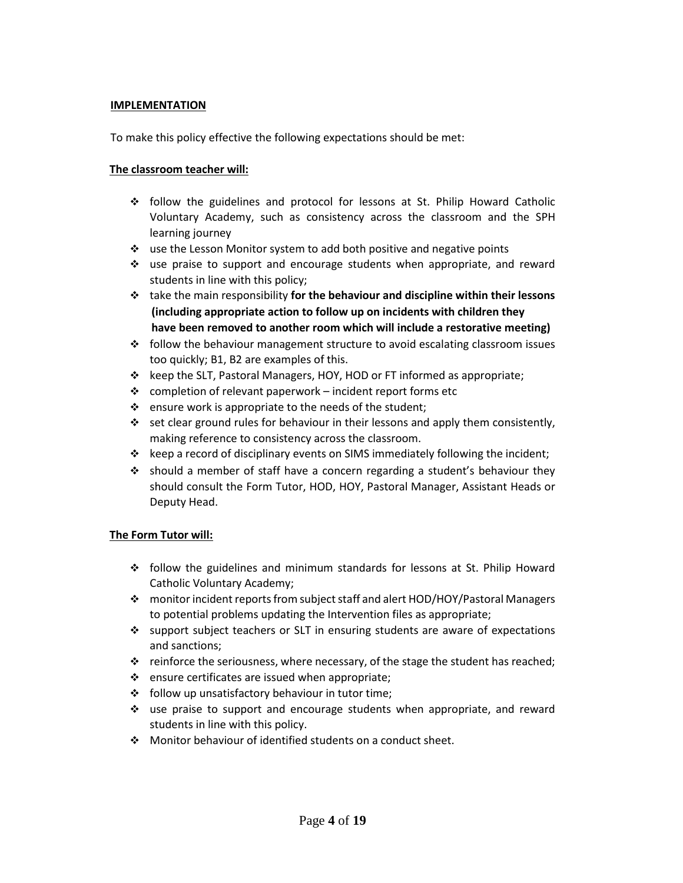**IMPLEMENTATION**

To make this policy effective the following expectations should be met:

**The classroom teacher will:**

- follow the guidelines and protocol for lessons at St. Philip Howard Catholic Voluntary Academy, such as consistency across the classroom and the SPH learning journey
- use the Lesson Monitor system to add both positive and negative points
- use praise to support and encourage students when appropriate, and reward students in line with this policy;
- take the main responsibility **for the behaviour and discipline within their lessons (including appropriate action to follow up on incidents with children they have been removed to another room which will include a restorative meeting)**
- follow the behaviour management structure to avoid escalating classroom issues too quickly; B1, B2 are examples of this.
- keep the SLT, Pastoral Managers, HOY, HOD or FT informed as appropriate;
- completion of relevant paperwork – incident report forms etc
- ensure work is appropriate to the needs of the student;
- set clear ground rules for behaviour in their lessons and apply them consistently, making reference to consistency across the classroom.
- keep a record of disciplinary events on SIMS immediately following the incident;
- should a member of staff have a concern regarding a student's behaviour they should consult the Form Tutor, HOD, HOY, Pastoral Manager, Assistant Heads or Deputy Head.

**The Form Tutor will:**

- follow the guidelines and minimum standards for lessons at St. Philip Howard Catholic Voluntary Academy;
- monitor incident reports from subject staff and alert HOD/HOY/Pastoral Managers to potential problems updating the Intervention files as appropriate;
- support subject teachers or SLT in ensuring students are aware of expectations and sanctions;
- reinforce the seriousness, where necessary, of the stage the student has reached;
- ensure certificates are issued when appropriate;
- follow up unsatisfactory behaviour in tutor time;
- use praise to support and encourage students when appropriate, and reward students in line with this policy.
- Monitor behaviour of identified students on a conduct sheet.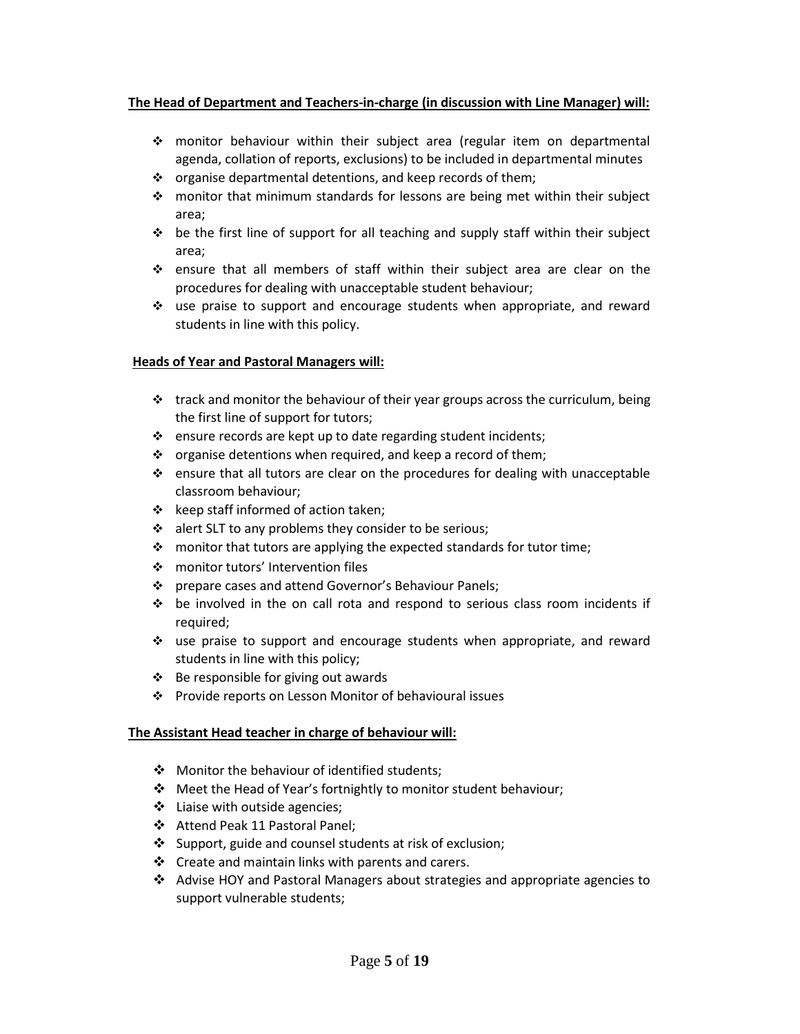**The Head of Department and Teachers-in-charge (in discussion with Line Manager) will:**

- monitor behaviour within their subject area (regular item on departmental agenda, collation of reports, exclusions) to be included in departmental minutes
- organise departmental detentions, and keep records of them;
- monitor that minimum standards for lessons are being met within their subject area;
- be the first line of support for all teaching and supply staff within their subject area;
- ensure that all members of staff within their subject area are clear on the procedures for dealing with unacceptable student behaviour;
- use praise to support and encourage students when appropriate, and reward students in line with this policy.

**Heads of Year and Pastoral Managers will:**

- track and monitor the behaviour of their year groups across the curriculum, being the first line of support for tutors;
- ensure records are kept up to date regarding student incidents;
- organise detentions when required, and keep a record of them;
- ensure that all tutors are clear on the procedures for dealing with unacceptable classroom behaviour;
- keep staff informed of action taken;
- alert SLT to any problems they consider to be serious;
- monitor that tutors are applying the expected standards for tutor time;
- monitor tutors' Intervention files
- prepare cases and attend Governor's Behaviour Panels;
- be involved in the on call rota and respond to serious class room incidents if required;
- use praise to support and encourage students when appropriate, and reward students in line with this policy;
- Be responsible for giving out awards
- Provide reports on Lesson Monitor of behavioural issues

**The Assistant Head teacher in charge of behaviour will:**

- Monitor the behaviour of identified students;
- Meet the Head of Year's fortnightly to monitor student behaviour;
- Liaise with outside agencies;
- Attend Peak 11 Pastoral Panel;
- Support, guide and counsel students at risk of exclusion;
- Create and maintain links with parents and carers.
- Advise HOY and Pastoral Managers about strategies and appropriate agencies to support vulnerable students;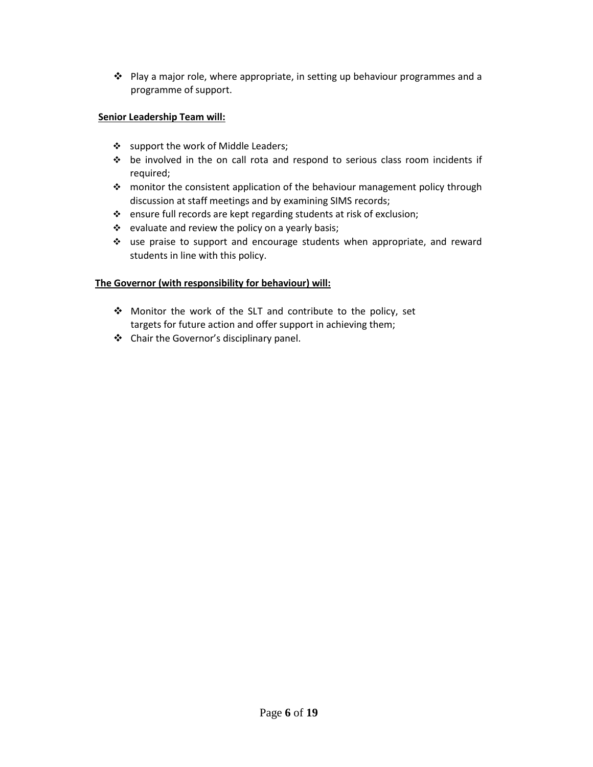- Play a major role, where appropriate, in setting up behaviour programmes and a programme of support.

**Senior Leadership Team will:**

- support the work of Middle Leaders;
- be involved in the on call rota and respond to serious class room incidents if required;
- monitor the consistent application of the behaviour management policy through discussion at staff meetings and by examining SIMS records;
- ensure full records are kept regarding students at risk of exclusion;
- evaluate and review the policy on a yearly basis;
- use praise to support and encourage students when appropriate, and reward students in line with this policy.

**The Governor (with responsibility for behaviour) will:**

- Monitor the work of the SLT and contribute to the policy, set targets for future action and offer support in achieving them;
- Chair the Governor's disciplinary panel.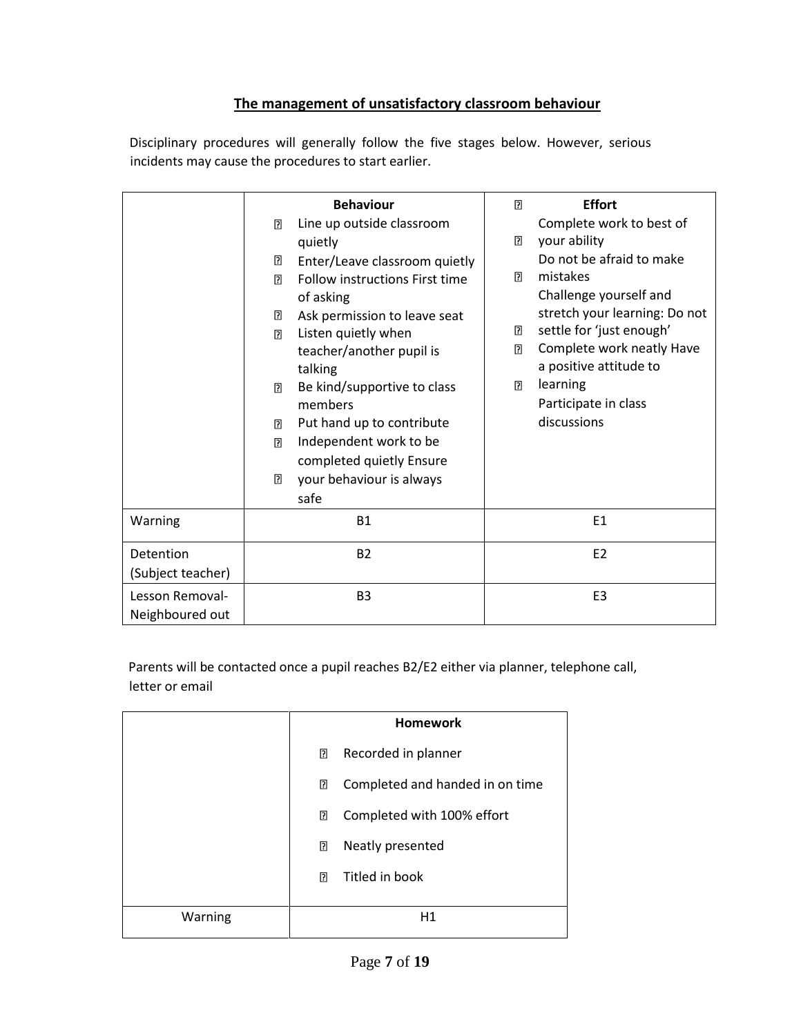## The management of unsatisfactory classroom behaviour

Disciplinary procedures will generally follow the five stages below. However, serious incidents may cause the procedures to start earlier.

| | **Behaviour** | **Effort** |
|---|---|---|
| | • Line up outside classroom quietly<br>• Enter/Leave classroom quietly<br>• Follow instructions First time of asking<br>• Ask permission to leave seat<br>• Listen quietly when teacher/another pupil is talking<br>• Be kind/supportive to class members<br>• Put hand up to contribute<br>• Independent work to be completed quietly<br>• Ensure your behaviour is always safe | • Complete work to best of your ability<br>• Do not be afraid to make mistakes<br>• Challenge yourself and stretch your learning: Do not settle for 'just enough'<br>• Complete work neatly<br>• Have a positive attitude to learning<br>• Participate in class discussions |
| Warning | B1 | E1 |
| Detention (Subject teacher) | B2 | E2 |
| Lesson Removal-Neighboured out | B3 | E3 |

Parents will be contacted once a pupil reaches B2/E2 either via planner, telephone call, letter or email

| | **Homework** |
|---|---|
| | • Recorded in planner<br>• Completed and handed in on time<br>• Completed with 100% effort<br>• Neatly presented<br>• Titled in book |
| Warning | H1 |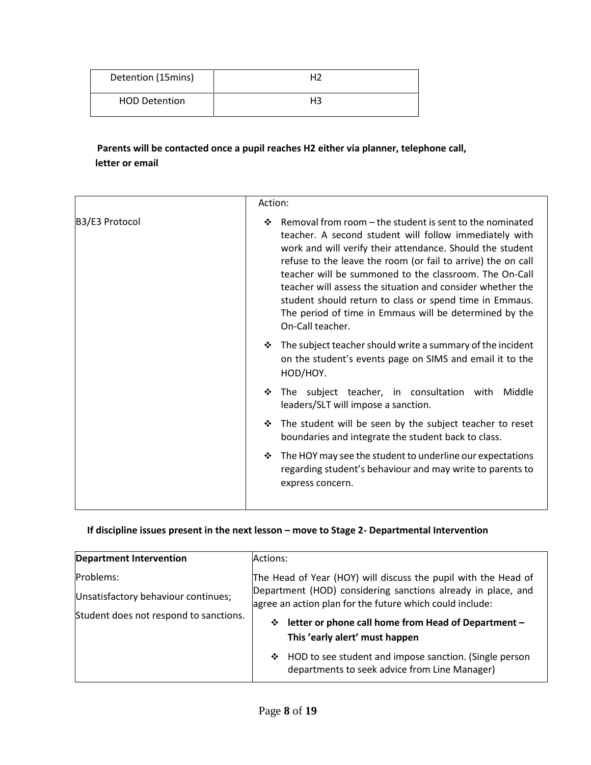| Detention (15mins) | H2 |
|---|---|
| HOD Detention | H3 |

**Parents will be contacted once a pupil reaches H2 either via planner, telephone call, letter or email**

| | Action: |
|---|---|
| B3/E3 Protocol | ❖ Removal from room – the student is sent to the nominated teacher. A second student will follow immediately with work and will verify their attendance. Should the student refuse to the leave the room (or fail to arrive) the on call teacher will be summoned to the classroom. The On-Call teacher will assess the situation and consider whether the student should return to class or spend time in Emmaus. The period of time in Emmaus will be determined by the On-Call teacher.<br>❖ The subject teacher should write a summary of the incident on the student's events page on SIMS and email it to the HOD/HOY.<br>❖ The subject teacher, in consultation with Middle leaders/SLT will impose a sanction.<br>❖ The student will be seen by the subject teacher to reset boundaries and integrate the student back to class.<br>❖ The HOY may see the student to underline our expectations regarding student's behaviour and may write to parents to express concern. |

**If discipline issues present in the next lesson – move to Stage 2- Departmental Intervention**

| **Department Intervention** | Actions: |
|---|---|
| Problems:<br>Unsatisfactory behaviour continues;<br>Student does not respond to sanctions. | The Head of Year (HOY) will discuss the pupil with the Head of Department (HOD) considering sanctions already in place, and agree an action plan for the future which could include:<br>❖ **letter or phone call home from Head of Department – This 'early alert' must happen**<br>❖ HOD to see student and impose sanction. (Single person departments to seek advice from Line Manager) |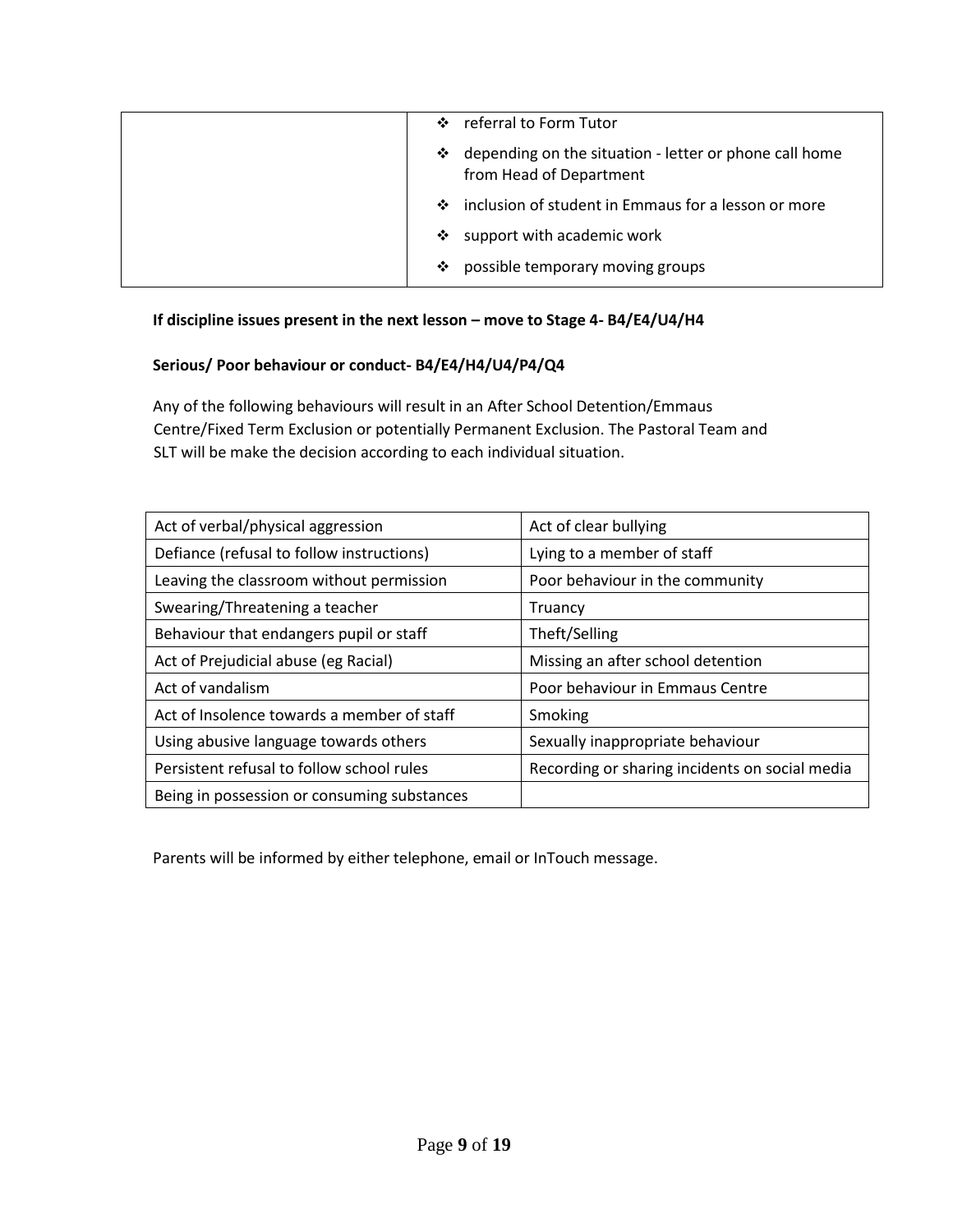| | ❖ referral to Form Tutor<br>❖ depending on the situation - letter or phone call home from Head of Department<br>❖ inclusion of student in Emmaus for a lesson or more<br>❖ support with academic work<br>❖ possible temporary moving groups |
|---|---|

**If discipline issues present in the next lesson – move to Stage 4- B4/E4/U4/H4**

**Serious/ Poor behaviour or conduct- B4/E4/H4/U4/P4/Q4**

Any of the following behaviours will result in an After School Detention/Emmaus Centre/Fixed Term Exclusion or potentially Permanent Exclusion. The Pastoral Team and SLT will be make the decision according to each individual situation.

| Act of verbal/physical aggression | Act of clear bullying |
|---|---|
| Defiance (refusal to follow instructions) | Lying to a member of staff |
| Leaving the classroom without permission | Poor behaviour in the community |
| Swearing/Threatening a teacher | Truancy |
| Behaviour that endangers pupil or staff | Theft/Selling |
| Act of Prejudicial abuse (eg Racial) | Missing an after school detention |
| Act of vandalism | Poor behaviour in Emmaus Centre |
| Act of Insolence towards a member of staff | Smoking |
| Using abusive language towards others | Sexually inappropriate behaviour |
| Persistent refusal to follow school rules | Recording or sharing incidents on social media |
| Being in possession or consuming substances | |

Parents will be informed by either telephone, email or InTouch message.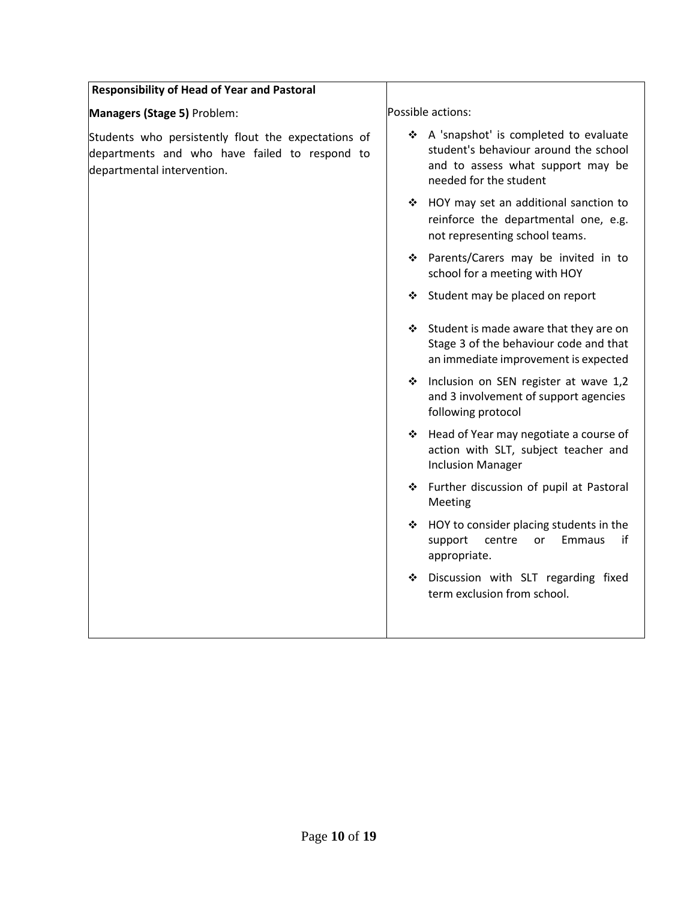| **Responsibility of Head of Year and Pastoral Managers (Stage 5)** Problem: | Possible actions: |
|---|---|
| Students who persistently flout the expectations of departments and who have failed to respond to departmental intervention. | ❖ A 'snapshot' is completed to evaluate student's behaviour around the school and to assess what support may be needed for the student<br>❖ HOY may set an additional sanction to reinforce the departmental one, e.g. not representing school teams.<br>❖ Parents/Carers may be invited in to school for a meeting with HOY<br>❖ Student may be placed on report<br>❖ Student is made aware that they are on Stage 3 of the behaviour code and that an immediate improvement is expected<br>❖ Inclusion on SEN register at wave 1,2 and 3 involvement of support agencies following protocol<br>❖ Head of Year may negotiate a course of action with SLT, subject teacher and Inclusion Manager<br>❖ Further discussion of pupil at Pastoral Meeting<br>❖ HOY to consider placing students in the support centre or Emmaus if appropriate.<br>❖ Discussion with SLT regarding fixed term exclusion from school. |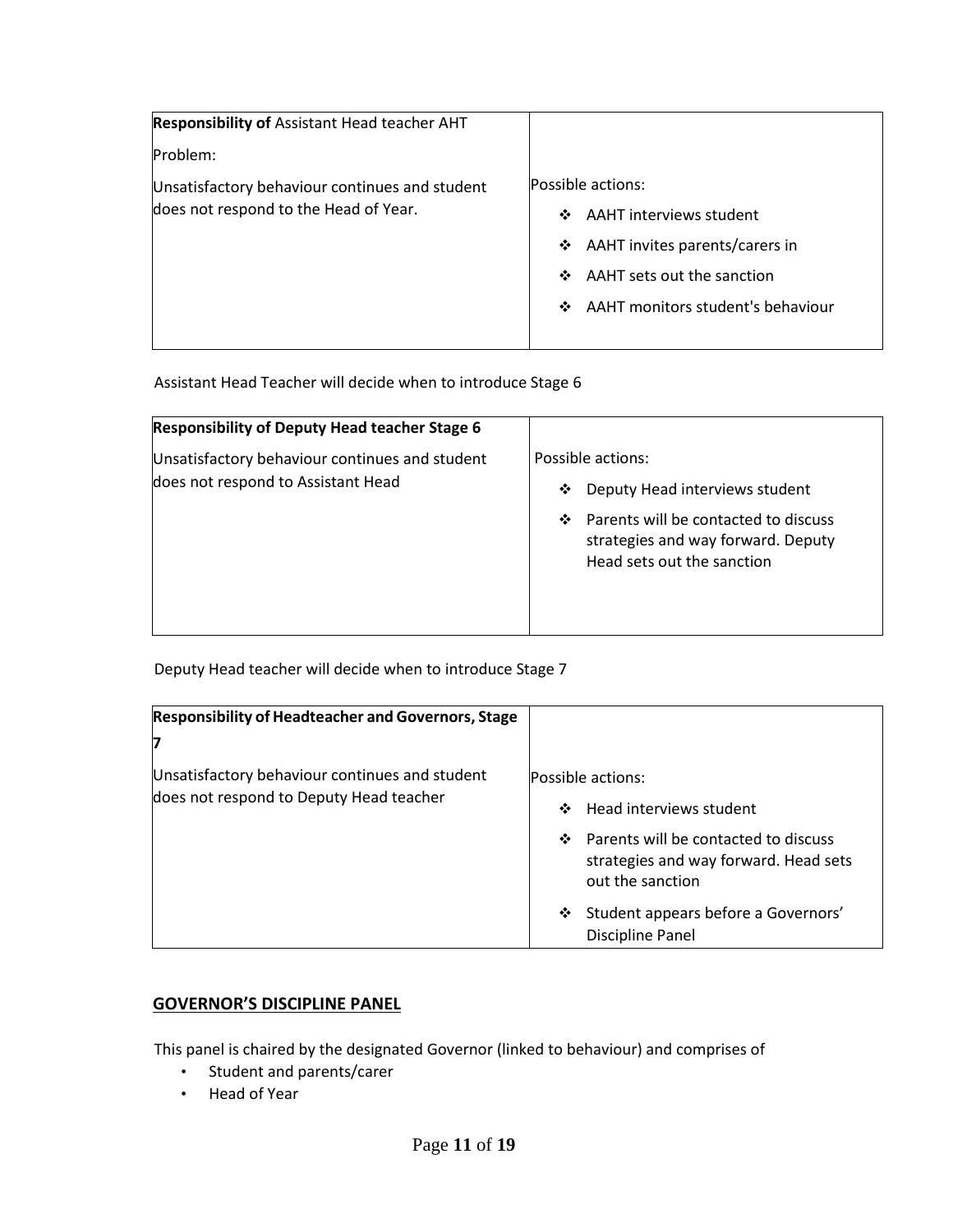| **Responsibility of** Assistant Head teacher AHT<br><br>Problem:<br><br>Unsatisfactory behaviour continues and student does not respond to the Head of Year. | Possible actions:<br>❖ AAHT interviews student<br>❖ AAHT invites parents/carers in<br>❖ AAHT sets out the sanction<br>❖ AAHT monitors student's behaviour |
| --- | --- |

Assistant Head Teacher will decide when to introduce Stage 6

| **Responsibility of Deputy Head teacher Stage 6**<br><br>Unsatisfactory behaviour continues and student does not respond to Assistant Head | Possible actions:<br>❖ Deputy Head interviews student<br>❖ Parents will be contacted to discuss strategies and way forward. Deputy Head sets out the sanction |
| --- | --- |

Deputy Head teacher will decide when to introduce Stage 7

| **Responsibility of Headteacher and Governors, Stage 7**<br><br>Unsatisfactory behaviour continues and student does not respond to Deputy Head teacher | Possible actions:<br>❖ Head interviews student<br>❖ Parents will be contacted to discuss strategies and way forward. Head sets out the sanction<br>❖ Student appears before a Governors' Discipline Panel |
| --- | --- |

## GOVERNOR'S DISCIPLINE PANEL

This panel is chaired by the designated Governor (linked to behaviour) and comprises of

- Student and parents/carer
- Head of Year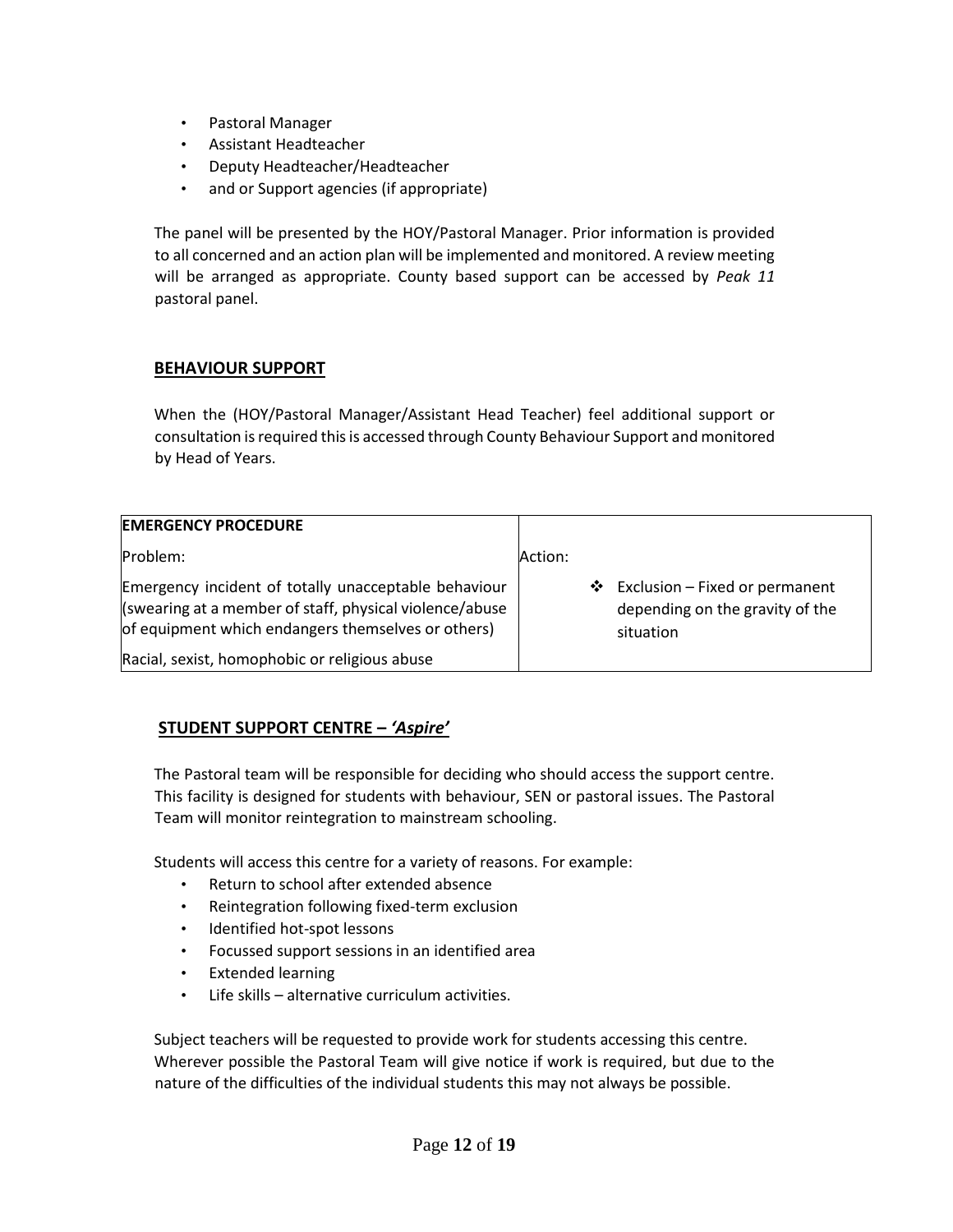- Pastoral Manager
- Assistant Headteacher
- Deputy Headteacher/Headteacher
- and or Support agencies (if appropriate)

The panel will be presented by the HOY/Pastoral Manager. Prior information is provided to all concerned and an action plan will be implemented and monitored. A review meeting will be arranged as appropriate. County based support can be accessed by *Peak 11* pastoral panel.

## BEHAVIOUR SUPPORT

When the (HOY/Pastoral Manager/Assistant Head Teacher) feel additional support or consultation is required this is accessed through County Behaviour Support and monitored by Head of Years.

| **EMERGENCY PROCEDURE** | |
|---|---|
| Problem: | Action: |
| Emergency incident of totally unacceptable behaviour (swearing at a member of staff, physical violence/abuse of equipment which endangers themselves or others)<br>Racial, sexist, homophobic or religious abuse | ❖ Exclusion – Fixed or permanent depending on the gravity of the situation |

## STUDENT SUPPORT CENTRE – *'Aspire'*

The Pastoral team will be responsible for deciding who should access the support centre. This facility is designed for students with behaviour, SEN or pastoral issues. The Pastoral Team will monitor reintegration to mainstream schooling.

Students will access this centre for a variety of reasons. For example:

- Return to school after extended absence
- Reintegration following fixed-term exclusion
- Identified hot-spot lessons
- Focussed support sessions in an identified area
- Extended learning
- Life skills – alternative curriculum activities.

Subject teachers will be requested to provide work for students accessing this centre. Wherever possible the Pastoral Team will give notice if work is required, but due to the nature of the difficulties of the individual students this may not always be possible.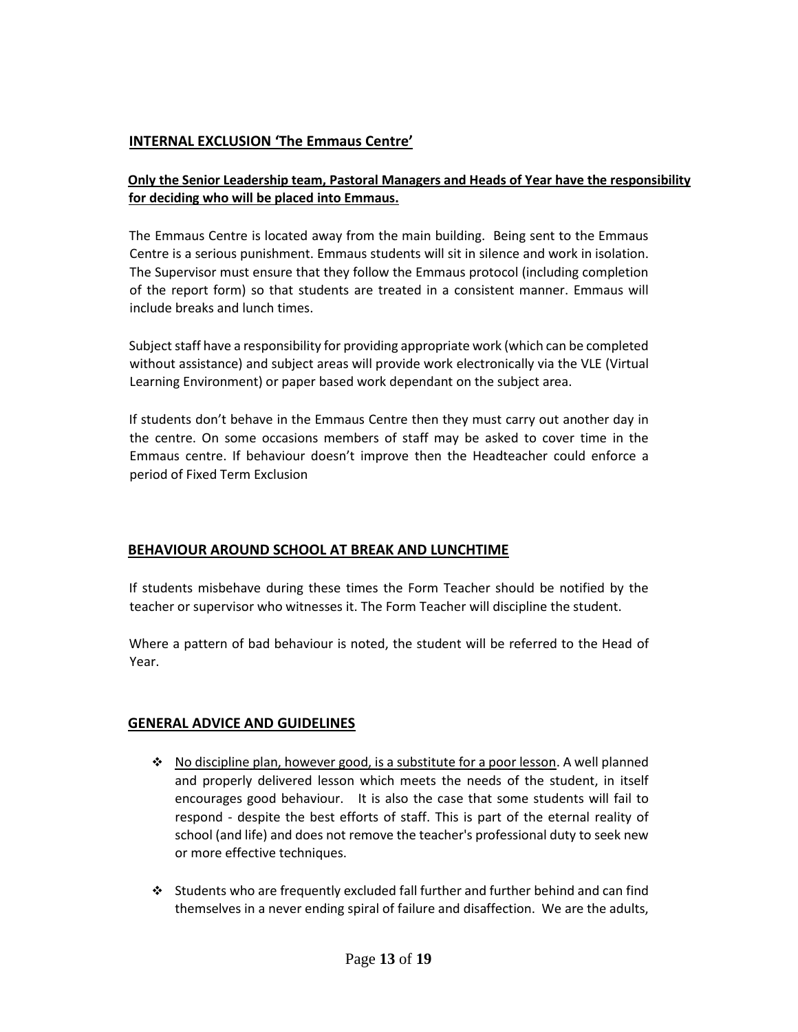## INTERNAL EXCLUSION 'The Emmaus Centre'

**Only the Senior Leadership team, Pastoral Managers and Heads of Year have the responsibility for deciding who will be placed into Emmaus.**

The Emmaus Centre is located away from the main building. Being sent to the Emmaus Centre is a serious punishment. Emmaus students will sit in silence and work in isolation. The Supervisor must ensure that they follow the Emmaus protocol (including completion of the report form) so that students are treated in a consistent manner. Emmaus will include breaks and lunch times.

Subject staff have a responsibility for providing appropriate work (which can be completed without assistance) and subject areas will provide work electronically via the VLE (Virtual Learning Environment) or paper based work dependant on the subject area.

If students don't behave in the Emmaus Centre then they must carry out another day in the centre. On some occasions members of staff may be asked to cover time in the Emmaus centre. If behaviour doesn't improve then the Headteacher could enforce a period of Fixed Term Exclusion

## BEHAVIOUR AROUND SCHOOL AT BREAK AND LUNCHTIME

If students misbehave during these times the Form Teacher should be notified by the teacher or supervisor who witnesses it. The Form Teacher will discipline the student.

Where a pattern of bad behaviour is noted, the student will be referred to the Head of Year.

## GENERAL ADVICE AND GUIDELINES

- No discipline plan, however good, is a substitute for a poor lesson. A well planned and properly delivered lesson which meets the needs of the student, in itself encourages good behaviour. It is also the case that some students will fail to respond - despite the best efforts of staff. This is part of the eternal reality of school (and life) and does not remove the teacher's professional duty to seek new or more effective techniques.

- Students who are frequently excluded fall further and further behind and can find themselves in a never ending spiral of failure and disaffection. We are the adults,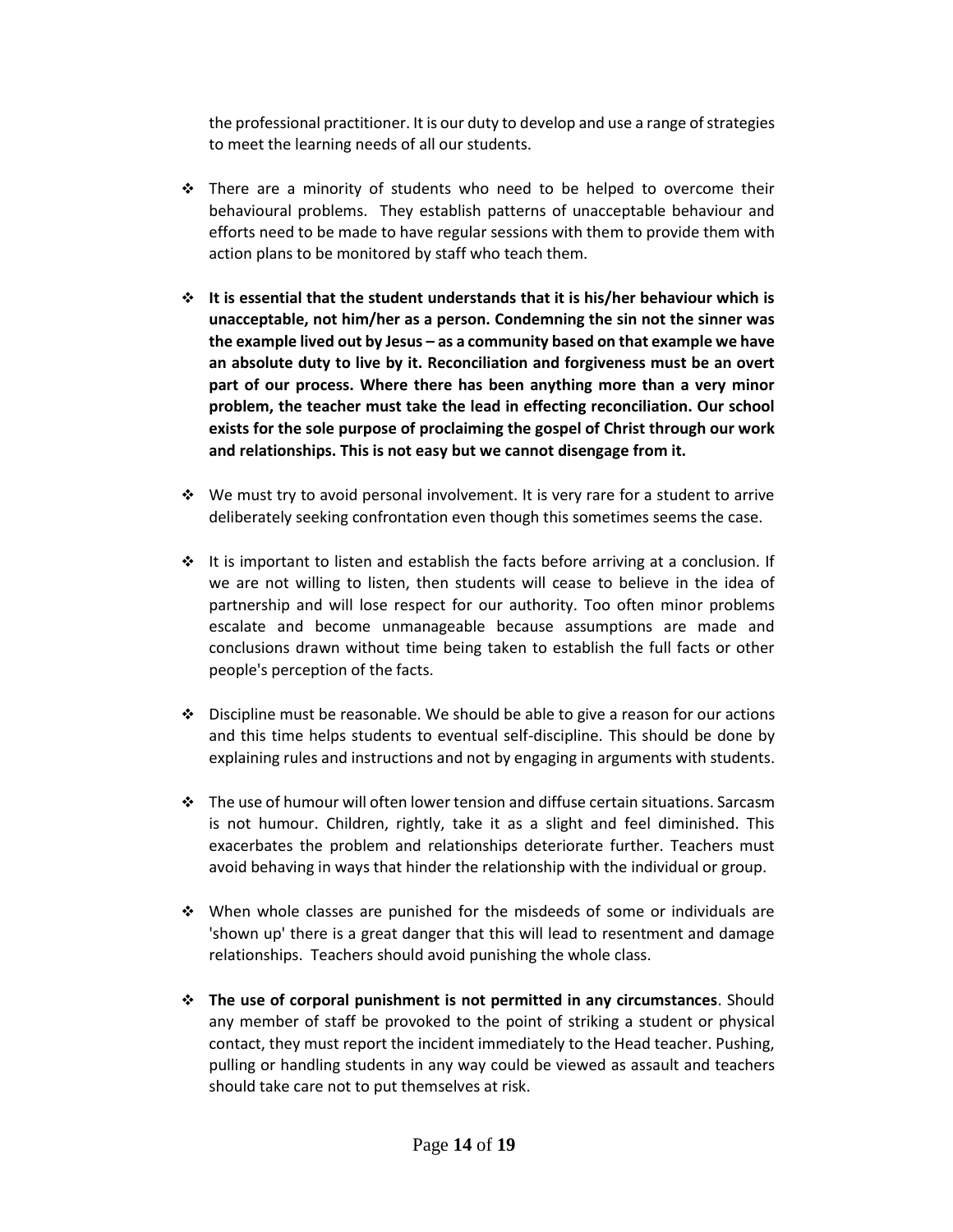the professional practitioner. It is our duty to develop and use a range of strategies to meet the learning needs of all our students.

- There are a minority of students who need to be helped to overcome their behavioural problems. They establish patterns of unacceptable behaviour and efforts need to be made to have regular sessions with them to provide them with action plans to be monitored by staff who teach them.

- **It is essential that the student understands that it is his/her behaviour which is unacceptable, not him/her as a person. Condemning the sin not the sinner was the example lived out by Jesus – as a community based on that example we have an absolute duty to live by it. Reconciliation and forgiveness must be an overt part of our process. Where there has been anything more than a very minor problem, the teacher must take the lead in effecting reconciliation. Our school exists for the sole purpose of proclaiming the gospel of Christ through our work and relationships. This is not easy but we cannot disengage from it.**

- We must try to avoid personal involvement. It is very rare for a student to arrive deliberately seeking confrontation even though this sometimes seems the case.

- It is important to listen and establish the facts before arriving at a conclusion. If we are not willing to listen, then students will cease to believe in the idea of partnership and will lose respect for our authority. Too often minor problems escalate and become unmanageable because assumptions are made and conclusions drawn without time being taken to establish the full facts or other people's perception of the facts.

- Discipline must be reasonable. We should be able to give a reason for our actions and this time helps students to eventual self-discipline. This should be done by explaining rules and instructions and not by engaging in arguments with students.

- The use of humour will often lower tension and diffuse certain situations. Sarcasm is not humour. Children, rightly, take it as a slight and feel diminished. This exacerbates the problem and relationships deteriorate further. Teachers must avoid behaving in ways that hinder the relationship with the individual or group.

- When whole classes are punished for the misdeeds of some or individuals are 'shown up' there is a great danger that this will lead to resentment and damage relationships. Teachers should avoid punishing the whole class.

- **The use of corporal punishment is not permitted in any circumstances**. Should any member of staff be provoked to the point of striking a student or physical contact, they must report the incident immediately to the Head teacher. Pushing, pulling or handling students in any way could be viewed as assault and teachers should take care not to put themselves at risk.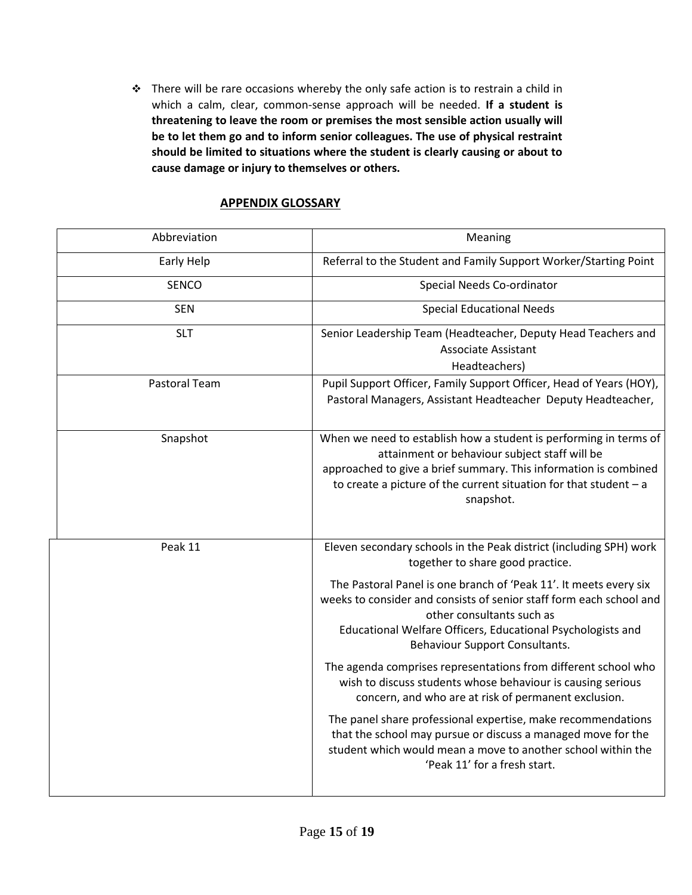- There will be rare occasions whereby the only safe action is to restrain a child in which a calm, clear, common-sense approach will be needed. **If a student is threatening to leave the room or premises the most sensible action usually will be to let them go and to inform senior colleagues. The use of physical restraint should be limited to situations where the student is clearly causing or about to cause damage or injury to themselves or others.**

## APPENDIX GLOSSARY

| Abbreviation | Meaning |
|---|---|
| Early Help | Referral to the Student and Family Support Worker/Starting Point |
| SENCO | Special Needs Co-ordinator |
| SEN | Special Educational Needs |
| SLT | Senior Leadership Team (Headteacher, Deputy Head Teachers and Associate Assistant Headteachers) |
| Pastoral Team | Pupil Support Officer, Family Support Officer, Head of Years (HOY), Pastoral Managers, Assistant Headteacher Deputy Headteacher, |
| Snapshot | When we need to establish how a student is performing in terms of attainment or behaviour subject staff will be approached to give a brief summary. This information is combined to create a picture of the current situation for that student – a snapshot. |
| Peak 11 | Eleven secondary schools in the Peak district (including SPH) work together to share good practice.<br><br>The Pastoral Panel is one branch of 'Peak 11'. It meets every six weeks to consider and consists of senior staff form each school and other consultants such as Educational Welfare Officers, Educational Psychologists and Behaviour Support Consultants.<br><br>The agenda comprises representations from different school who wish to discuss students whose behaviour is causing serious concern, and who are at risk of permanent exclusion.<br><br>The panel share professional expertise, make recommendations that the school may pursue or discuss a managed move for the student which would mean a move to another school within the 'Peak 11' for a fresh start. |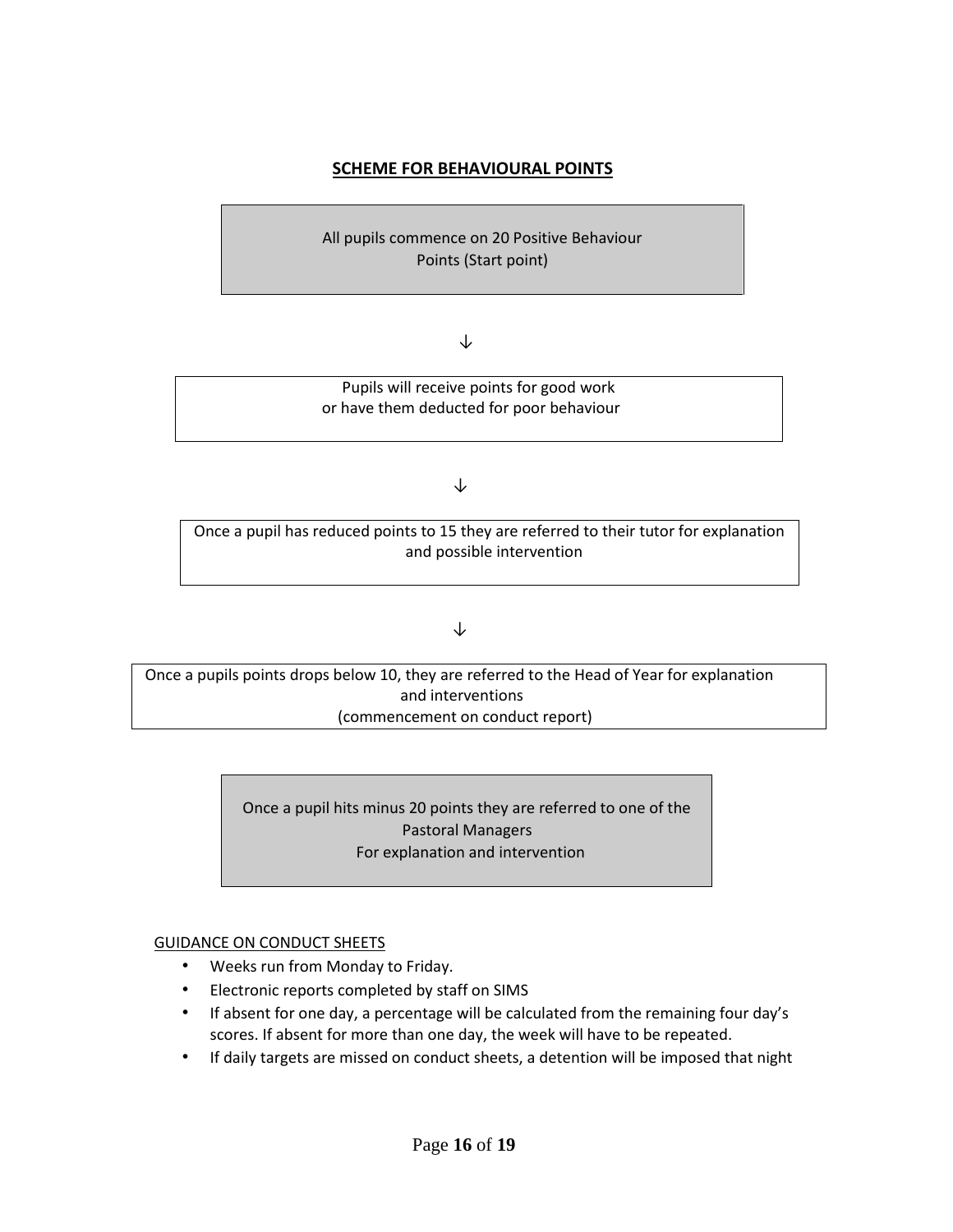## SCHEME FOR BEHAVIOURAL POINTS

All pupils commence on 20 Positive Behaviour Points (Start point)

↓

Pupils will receive points for good work or have them deducted for poor behaviour

↓

Once a pupil has reduced points to 15 they are referred to their tutor for explanation and possible intervention

↓

Once a pupils points drops below 10, they are referred to the Head of Year for explanation and interventions
(commencement on conduct report)

Once a pupil hits minus 20 points they are referred to one of the Pastoral Managers
For explanation and intervention

GUIDANCE ON CONDUCT SHEETS

- Weeks run from Monday to Friday.
- Electronic reports completed by staff on SIMS
- If absent for one day, a percentage will be calculated from the remaining four day's scores. If absent for more than one day, the week will have to be repeated.
- If daily targets are missed on conduct sheets, a detention will be imposed that night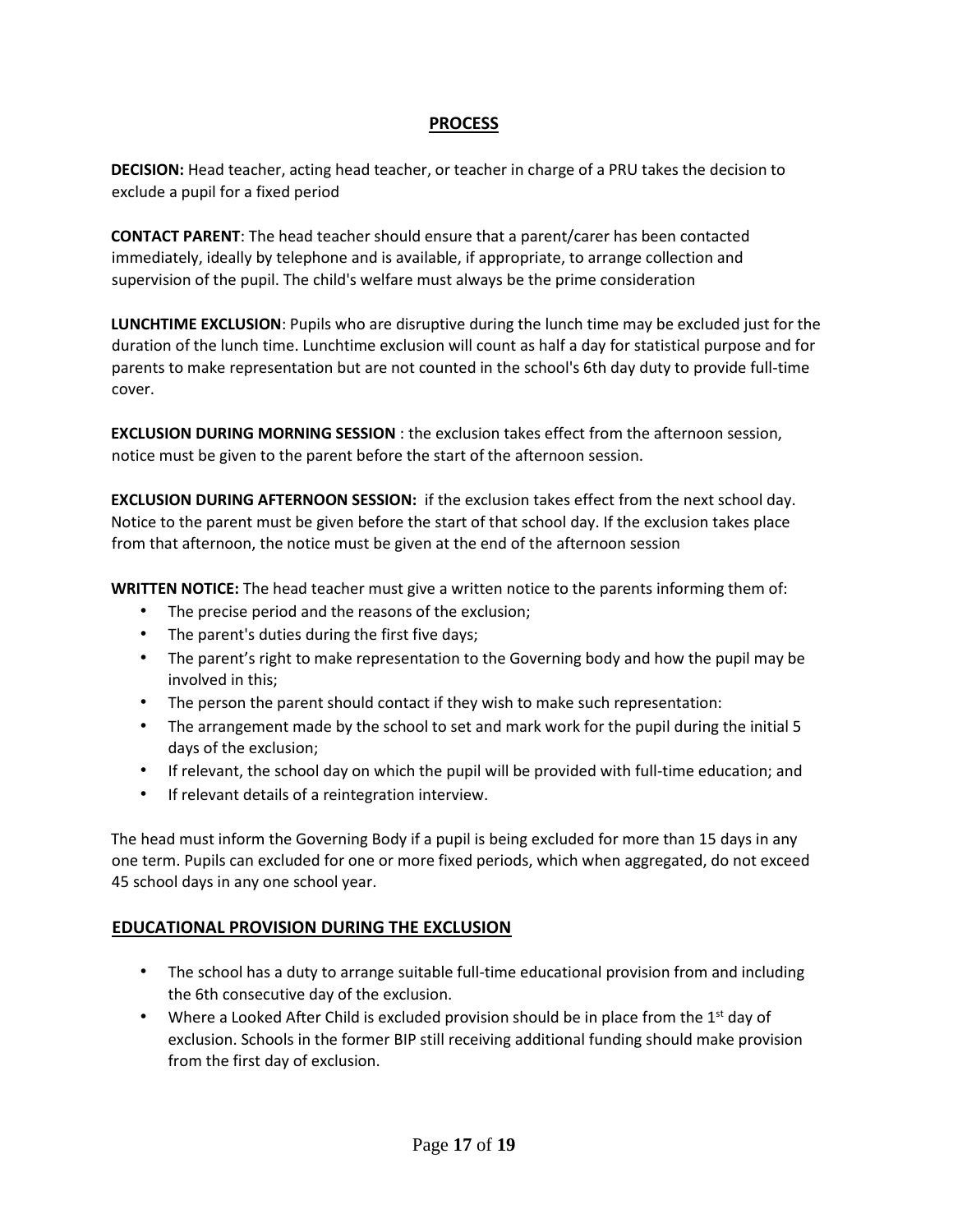## PROCESS

**DECISION:** Head teacher, acting head teacher, or teacher in charge of a PRU takes the decision to exclude a pupil for a fixed period

**CONTACT PARENT**: The head teacher should ensure that a parent/carer has been contacted immediately, ideally by telephone and is available, if appropriate, to arrange collection and supervision of the pupil. The child's welfare must always be the prime consideration

**LUNCHTIME EXCLUSION**: Pupils who are disruptive during the lunch time may be excluded just for the duration of the lunch time. Lunchtime exclusion will count as half a day for statistical purpose and for parents to make representation but are not counted in the school's 6th day duty to provide full-time cover.

**EXCLUSION DURING MORNING SESSION** : the exclusion takes effect from the afternoon session, notice must be given to the parent before the start of the afternoon session.

**EXCLUSION DURING AFTERNOON SESSION:** if the exclusion takes effect from the next school day. Notice to the parent must be given before the start of that school day. If the exclusion takes place from that afternoon, the notice must be given at the end of the afternoon session

**WRITTEN NOTICE:** The head teacher must give a written notice to the parents informing them of:

- The precise period and the reasons of the exclusion;
- The parent's duties during the first five days;
- The parent's right to make representation to the Governing body and how the pupil may be involved in this;
- The person the parent should contact if they wish to make such representation:
- The arrangement made by the school to set and mark work for the pupil during the initial 5 days of the exclusion;
- If relevant, the school day on which the pupil will be provided with full-time education; and
- If relevant details of a reintegration interview.

The head must inform the Governing Body if a pupil is being excluded for more than 15 days in any one term. Pupils can excluded for one or more fixed periods, which when aggregated, do not exceed 45 school days in any one school year.

## EDUCATIONAL PROVISION DURING THE EXCLUSION

- The school has a duty to arrange suitable full-time educational provision from and including the 6th consecutive day of the exclusion.
- Where a Looked After Child is excluded provision should be in place from the 1st day of exclusion. Schools in the former BIP still receiving additional funding should make provision from the first day of exclusion.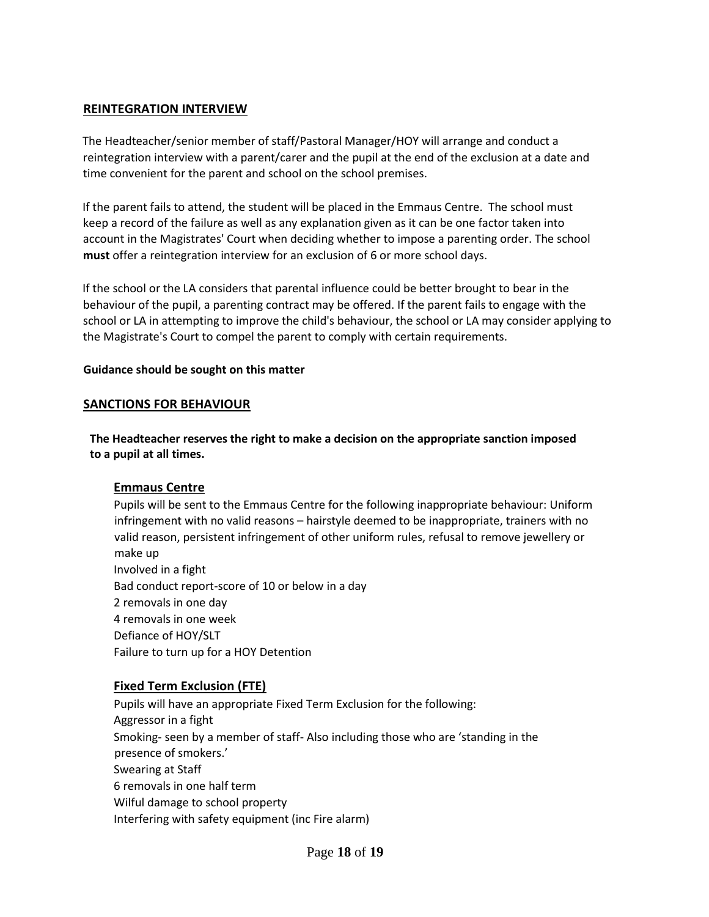## REINTEGRATION INTERVIEW

The Headteacher/senior member of staff/Pastoral Manager/HOY will arrange and conduct a reintegration interview with a parent/carer and the pupil at the end of the exclusion at a date and time convenient for the parent and school on the school premises.

If the parent fails to attend, the student will be placed in the Emmaus Centre. The school must keep a record of the failure as well as any explanation given as it can be one factor taken into account in the Magistrates' Court when deciding whether to impose a parenting order. The school **must** offer a reintegration interview for an exclusion of 6 or more school days.

If the school or the LA considers that parental influence could be better brought to bear in the behaviour of the pupil, a parenting contract may be offered. If the parent fails to engage with the school or LA in attempting to improve the child's behaviour, the school or LA may consider applying to the Magistrate's Court to compel the parent to comply with certain requirements.

**Guidance should be sought on this matter**

## SANCTIONS FOR BEHAVIOUR

**The Headteacher reserves the right to make a decision on the appropriate sanction imposed to a pupil at all times.**

### Emmaus Centre

Pupils will be sent to the Emmaus Centre for the following inappropriate behaviour: Uniform infringement with no valid reasons – hairstyle deemed to be inappropriate, trainers with no valid reason, persistent infringement of other uniform rules, refusal to remove jewellery or make up

Involved in a fight

Bad conduct report-score of 10 or below in a day

2 removals in one day

4 removals in one week

Defiance of HOY/SLT

Failure to turn up for a HOY Detention

### Fixed Term Exclusion (FTE)

Pupils will have an appropriate Fixed Term Exclusion for the following:

Aggressor in a fight

Smoking- seen by a member of staff- Also including those who are 'standing in the presence of smokers.'

Swearing at Staff

6 removals in one half term

Wilful damage to school property

Interfering with safety equipment (inc Fire alarm)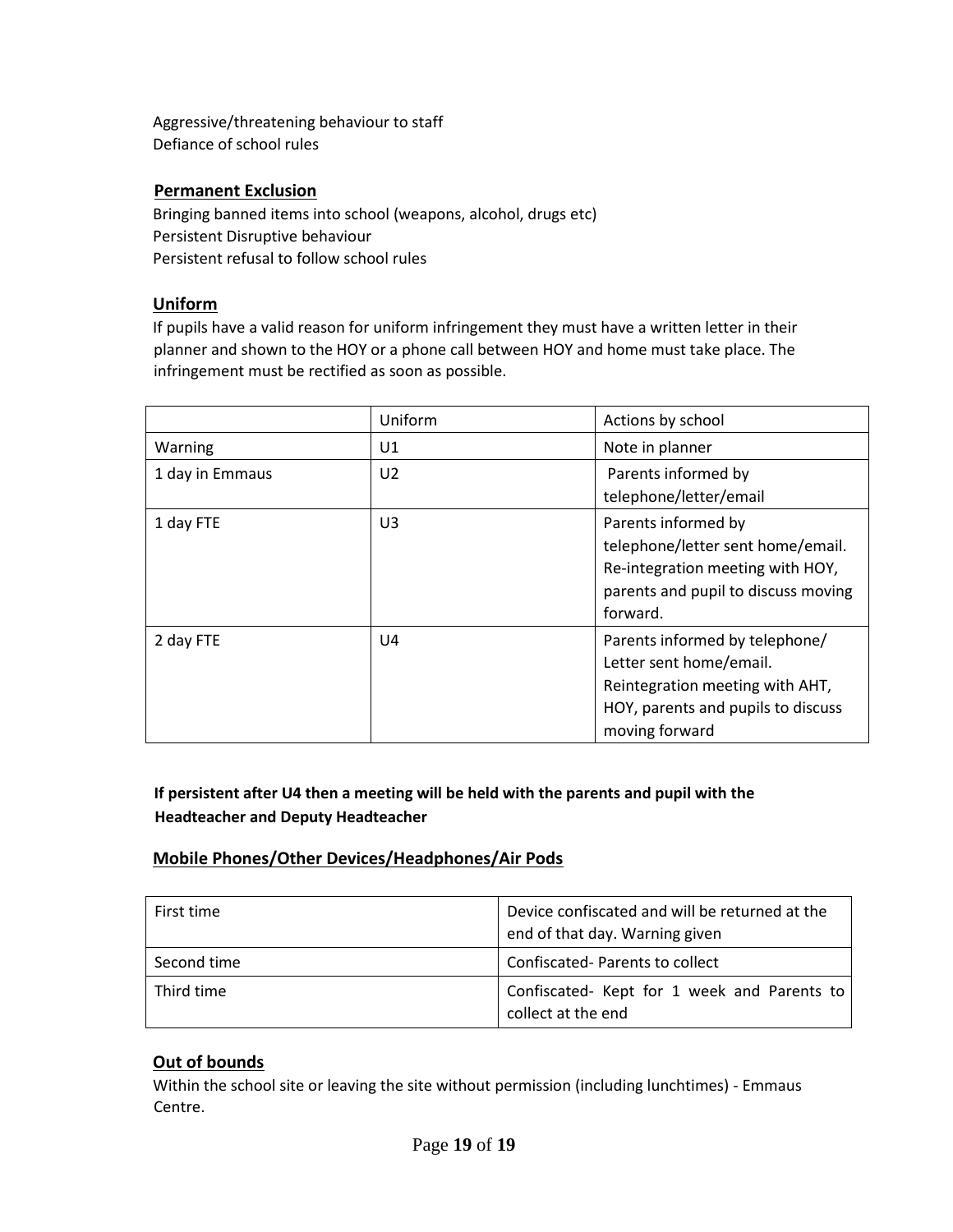Aggressive/threatening behaviour to staff
Defiance of school rules

## Permanent Exclusion

Bringing banned items into school (weapons, alcohol, drugs etc)
Persistent Disruptive behaviour
Persistent refusal to follow school rules

## Uniform

If pupils have a valid reason for uniform infringement they must have a written letter in their planner and shown to the HOY or a phone call between HOY and home must take place. The infringement must be rectified as soon as possible.

| | Uniform | Actions by school |
|---|---|---|
| Warning | U1 | Note in planner |
| 1 day in Emmaus | U2 | Parents informed by telephone/letter/email |
| 1 day FTE | U3 | Parents informed by telephone/letter sent home/email. Re-integration meeting with HOY, parents and pupil to discuss moving forward. |
| 2 day FTE | U4 | Parents informed by telephone/ Letter sent home/email. Reintegration meeting with AHT, HOY, parents and pupils to discuss moving forward |

**If persistent after U4 then a meeting will be held with the parents and pupil with the Headteacher and Deputy Headteacher**

## Mobile Phones/Other Devices/Headphones/Air Pods

| | |
|---|---|
| First time | Device confiscated and will be returned at the end of that day. Warning given |
| Second time | Confiscated- Parents to collect |
| Third time | Confiscated- Kept for 1 week and Parents to collect at the end |

## Out of bounds

Within the school site or leaving the site without permission (including lunchtimes) - Emmaus Centre.